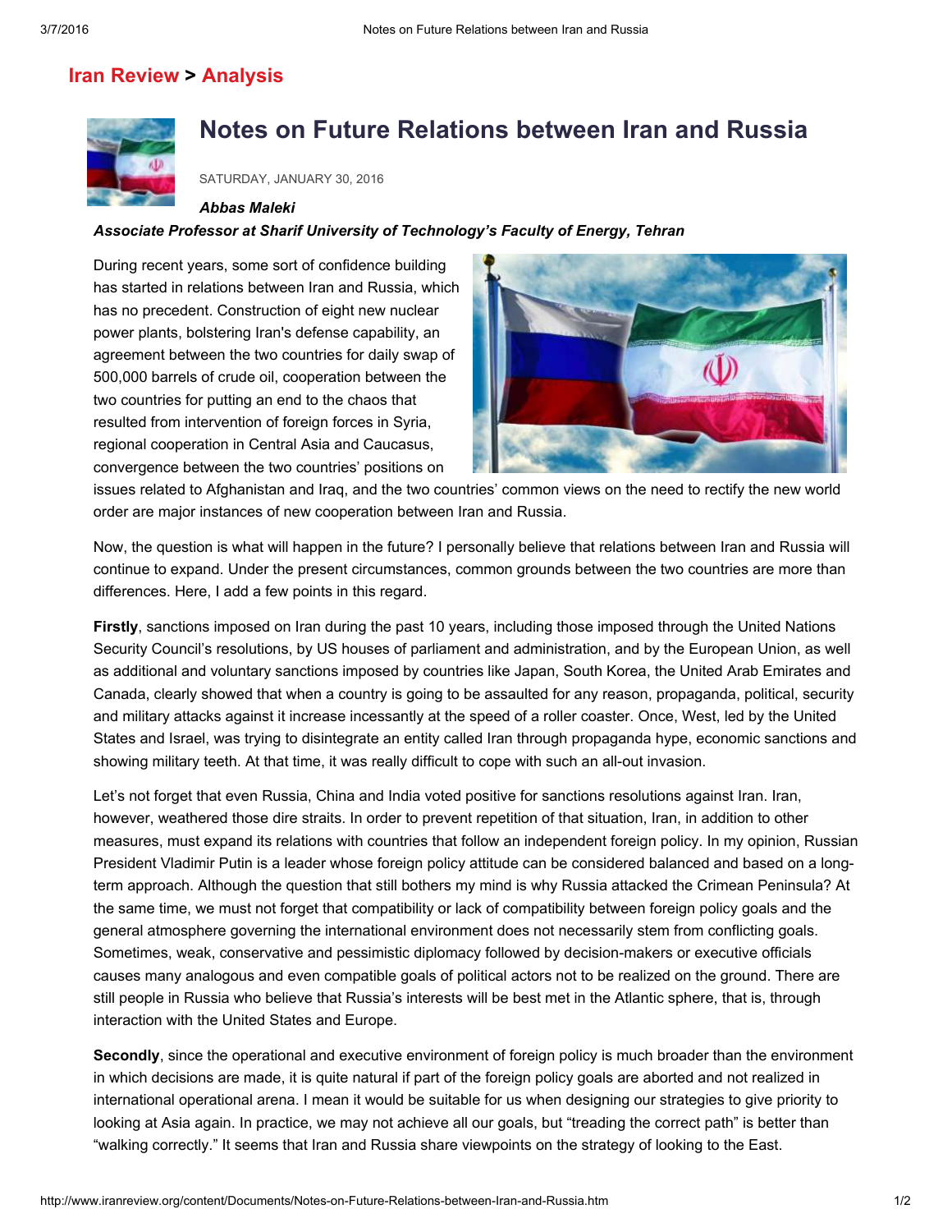Iran Review > Analysis

# Notes on Future Relations between Iran and Russia

SATURDAY, JANUARY 30, 2016

***Abbas Maleki***

***Associate Professor at Sharif University of Technology's Faculty of Energy, Tehran***

During recent years, some sort of confidence building has started in relations between Iran and Russia, which has no precedent. Construction of eight new nuclear power plants, bolstering Iran's defense capability, an agreement between the two countries for daily swap of 500,000 barrels of crude oil, cooperation between the two countries for putting an end to the chaos that resulted from intervention of foreign forces in Syria, regional cooperation in Central Asia and Caucasus, convergence between the two countries' positions on issues related to Afghanistan and Iraq, and the two countries' common views on the need to rectify the new world order are major instances of new cooperation between Iran and Russia.

Now, the question is what will happen in the future? I personally believe that relations between Iran and Russia will continue to expand. Under the present circumstances, common grounds between the two countries are more than differences. Here, I add a few points in this regard.

**Firstly**, sanctions imposed on Iran during the past 10 years, including those imposed through the United Nations Security Council's resolutions, by US houses of parliament and administration, and by the European Union, as well as additional and voluntary sanctions imposed by countries like Japan, South Korea, the United Arab Emirates and Canada, clearly showed that when a country is going to be assaulted for any reason, propaganda, political, security and military attacks against it increase incessantly at the speed of a roller coaster. Once, West, led by the United States and Israel, was trying to disintegrate an entity called Iran through propaganda hype, economic sanctions and showing military teeth. At that time, it was really difficult to cope with such an all-out invasion.

Let's not forget that even Russia, China and India voted positive for sanctions resolutions against Iran. Iran, however, weathered those dire straits. In order to prevent repetition of that situation, Iran, in addition to other measures, must expand its relations with countries that follow an independent foreign policy. In my opinion, Russian President Vladimir Putin is a leader whose foreign policy attitude can be considered balanced and based on a long-term approach. Although the question that still bothers my mind is why Russia attacked the Crimean Peninsula? At the same time, we must not forget that compatibility or lack of compatibility between foreign policy goals and the general atmosphere governing the international environment does not necessarily stem from conflicting goals. Sometimes, weak, conservative and pessimistic diplomacy followed by decision-makers or executive officials causes many analogous and even compatible goals of political actors not to be realized on the ground. There are still people in Russia who believe that Russia's interests will be best met in the Atlantic sphere, that is, through interaction with the United States and Europe.

**Secondly**, since the operational and executive environment of foreign policy is much broader than the environment in which decisions are made, it is quite natural if part of the foreign policy goals are aborted and not realized in international operational arena. I mean it would be suitable for us when designing our strategies to give priority to looking at Asia again. In practice, we may not achieve all our goals, but "treading the correct path" is better than "walking correctly." It seems that Iran and Russia share viewpoints on the strategy of looking to the East.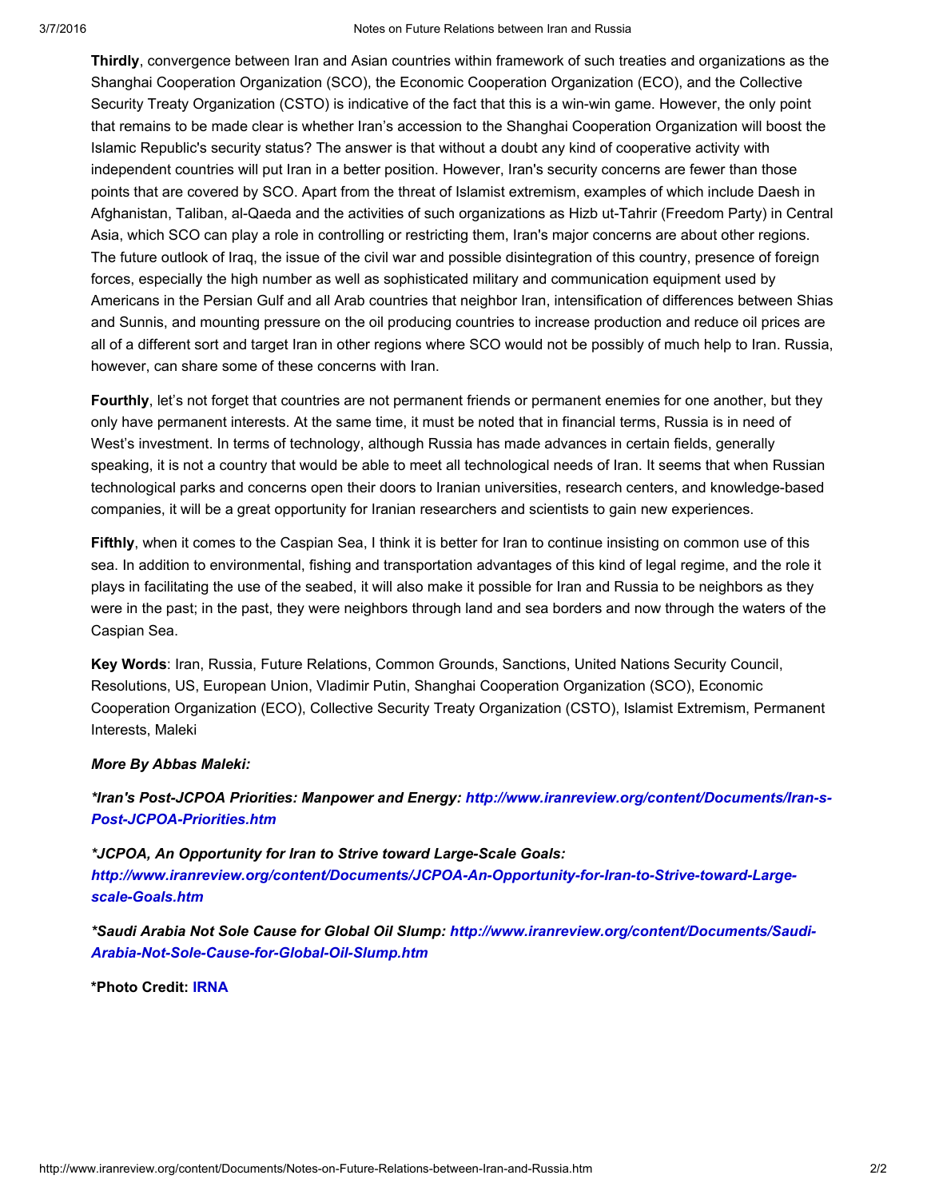**Thirdly**, convergence between Iran and Asian countries within framework of such treaties and organizations as the Shanghai Cooperation Organization (SCO), the Economic Cooperation Organization (ECO), and the Collective Security Treaty Organization (CSTO) is indicative of the fact that this is a win-win game. However, the only point that remains to be made clear is whether Iran's accession to the Shanghai Cooperation Organization will boost the Islamic Republic's security status? The answer is that without a doubt any kind of cooperative activity with independent countries will put Iran in a better position. However, Iran's security concerns are fewer than those points that are covered by SCO. Apart from the threat of Islamist extremism, examples of which include Daesh in Afghanistan, Taliban, al-Qaeda and the activities of such organizations as Hizb ut-Tahrir (Freedom Party) in Central Asia, which SCO can play a role in controlling or restricting them, Iran's major concerns are about other regions. The future outlook of Iraq, the issue of the civil war and possible disintegration of this country, presence of foreign forces, especially the high number as well as sophisticated military and communication equipment used by Americans in the Persian Gulf and all Arab countries that neighbor Iran, intensification of differences between Shias and Sunnis, and mounting pressure on the oil producing countries to increase production and reduce oil prices are all of a different sort and target Iran in other regions where SCO would not be possibly of much help to Iran. Russia, however, can share some of these concerns with Iran.

**Fourthly**, let's not forget that countries are not permanent friends or permanent enemies for one another, but they only have permanent interests. At the same time, it must be noted that in financial terms, Russia is in need of West's investment. In terms of technology, although Russia has made advances in certain fields, generally speaking, it is not a country that would be able to meet all technological needs of Iran. It seems that when Russian technological parks and concerns open their doors to Iranian universities, research centers, and knowledge-based companies, it will be a great opportunity for Iranian researchers and scientists to gain new experiences.

**Fifthly**, when it comes to the Caspian Sea, I think it is better for Iran to continue insisting on common use of this sea. In addition to environmental, fishing and transportation advantages of this kind of legal regime, and the role it plays in facilitating the use of the seabed, it will also make it possible for Iran and Russia to be neighbors as they were in the past; in the past, they were neighbors through land and sea borders and now through the waters of the Caspian Sea.

**Key Words**: Iran, Russia, Future Relations, Common Grounds, Sanctions, United Nations Security Council, Resolutions, US, European Union, Vladimir Putin, Shanghai Cooperation Organization (SCO), Economic Cooperation Organization (ECO), Collective Security Treaty Organization (CSTO), Islamist Extremism, Permanent Interests, Maleki

***More By Abbas Maleki:***

***Iran's Post-JCPOA Priorities: Manpower and Energy: http://www.iranreview.org/content/Documents/Iran-s-Post-JCPOA-Priorities.htm***

***JCPOA, An Opportunity for Iran to Strive toward Large-Scale Goals: http://www.iranreview.org/content/Documents/JCPOA-An-Opportunity-for-Iran-to-Strive-toward-Large-scale-Goals.htm***

***Saudi Arabia Not Sole Cause for Global Oil Slump: http://www.iranreview.org/content/Documents/Saudi-Arabia-Not-Sole-Cause-for-Global-Oil-Slump.htm***

***Photo Credit: IRNA**